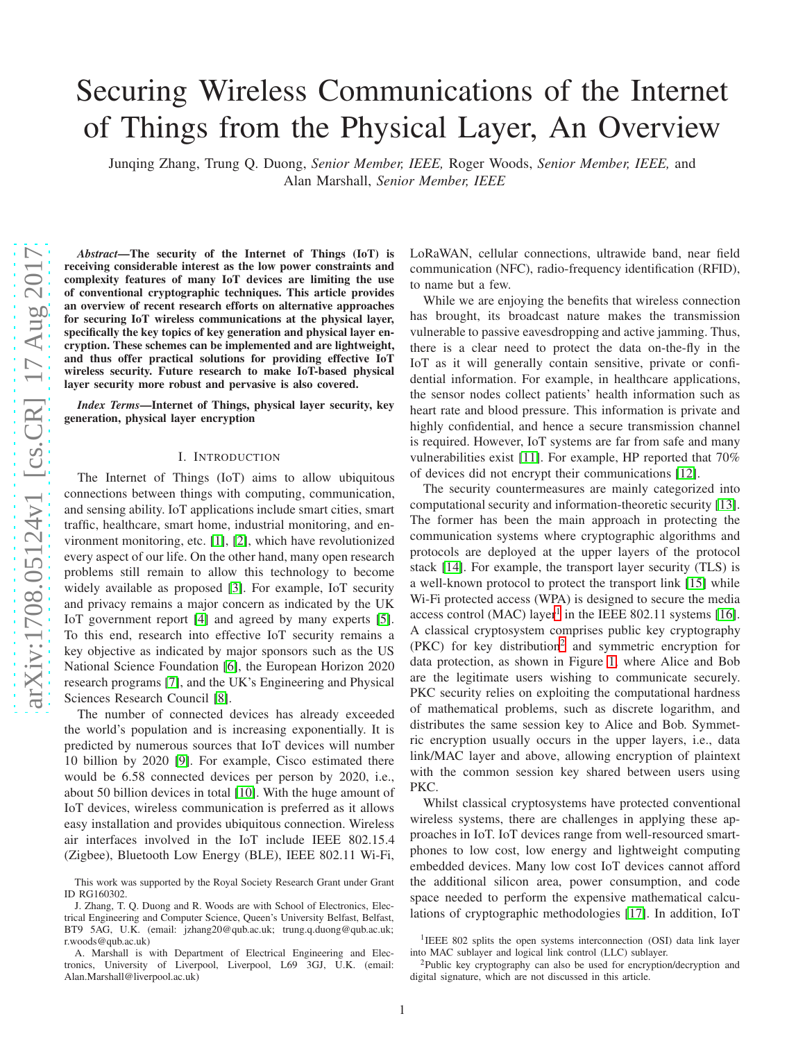# Securing Wireless Communications of the Internet of Things from the Physical Layer, An Overview

Junqing Zhang, Trung Q. Duong, *Senior Member, IEEE,* Roger Woods, *Senior Member, IEEE,* and Alan Marshall, *Senior Member, IEEE*

***Abstract*—The security of the Internet of Things (IoT) is receiving considerable interest as the low power constraints and complexity features of many IoT devices are limiting the use of conventional cryptographic techniques. This article provides an overview of recent research efforts on alternative approaches for securing IoT wireless communications at the physical layer, specifically the key topics of key generation and physical layer encryption. These schemes can be implemented and are lightweight, and thus offer practical solutions for providing effective IoT wireless security. Future research to make IoT-based physical layer security more robust and pervasive is also covered.**

***Index Terms*—Internet of Things, physical layer security, key generation, physical layer encryption**

## I. Introduction

The Internet of Things (IoT) aims to allow ubiquitous connections between things with computing, communication, and sensing ability. IoT applications include smart cities, smart traffic, healthcare, smart home, industrial monitoring, and environment monitoring, etc. [1], [2], which have revolutionized every aspect of our life. On the other hand, many open research problems still remain to allow this technology to become widely available as proposed [3]. For example, IoT security and privacy remains a major concern as indicated by the UK IoT government report [4] and agreed by many experts [5]. To this end, research into effective IoT security remains a key objective as indicated by major sponsors such as the US National Science Foundation [6], the European Horizon 2020 research programs [7], and the UK's Engineering and Physical Sciences Research Council [8].

The number of connected devices has already exceeded the world's population and is increasing exponentially. It is predicted by numerous sources that IoT devices will number 10 billion by 2020 [9]. For example, Cisco estimated there would be 6.58 connected devices per person by 2020, i.e., about 50 billion devices in total [10]. With the huge amount of IoT devices, wireless communication is preferred as it allows easy installation and provides ubiquitous connection. Wireless air interfaces involved in the IoT include IEEE 802.15.4 (Zigbee), Bluetooth Low Energy (BLE), IEEE 802.11 Wi-Fi, LoRaWAN, cellular connections, ultrawide band, near field communication (NFC), radio-frequency identification (RFID), to name but a few.

While we are enjoying the benefits that wireless connection has brought, its broadcast nature makes the transmission vulnerable to passive eavesdropping and active jamming. Thus, there is a clear need to protect the data on-the-fly in the IoT as it will generally contain sensitive, private or confidential information. For example, in healthcare applications, the sensor nodes collect patients' health information such as heart rate and blood pressure. This information is private and highly confidential, and hence a secure transmission channel is required. However, IoT systems are far from safe and many vulnerabilities exist [11]. For example, HP reported that 70% of devices did not encrypt their communications [12].

The security countermeasures are mainly categorized into computational security and information-theoretic security [13]. The former has been the main approach in protecting the communication systems where cryptographic algorithms and protocols are deployed at the upper layers of the protocol stack [14]. For example, the transport layer security (TLS) is a well-known protocol to protect the transport link [15] while Wi-Fi protected access (WPA) is designed to secure the media access control (MAC) layer[1] in the IEEE 802.11 systems [16]. A classical cryptosystem comprises public key cryptography (PKC) for key distribution[2] and symmetric encryption for data protection, as shown in Figure 1, where Alice and Bob are the legitimate users wishing to communicate securely. PKC security relies on exploiting the computational hardness of mathematical problems, such as discrete logarithm, and distributes the same session key to Alice and Bob. Symmetric encryption usually occurs in the upper layers, i.e., data link/MAC layer and above, allowing encryption of plaintext with the common session key shared between users using PKC.

Whilst classical cryptosystems have protected conventional wireless systems, there are challenges in applying these approaches in IoT. IoT devices range from well-resourced smartphones to low cost, low energy and lightweight computing embedded devices. Many low cost IoT devices cannot afford the additional silicon area, power consumption, and code space needed to perform the expensive mathematical calculations of cryptographic methodologies [17]. In addition, IoT

---

This work was supported by the Royal Society Research Grant under Grant ID RG160302.

J. Zhang, T. Q. Duong and R. Woods are with School of Electronics, Electrical Engineering and Computer Science, Queen's University Belfast, Belfast, BT9 5AG, U.K. (email: jzhang20@qub.ac.uk; trung.q.duong@qub.ac.uk; r.woods@qub.ac.uk)

A. Marshall is with Department of Electrical Engineering and Electronics, University of Liverpool, Liverpool, L69 3GJ, U.K. (email: Alan.Marshall@liverpool.ac.uk)

[1] IEEE 802 splits the open systems interconnection (OSI) data link layer into MAC sublayer and logical link control (LLC) sublayer.

[2] Public key cryptography can also be used for encryption/decryption and digital signature, which are not discussed in this article.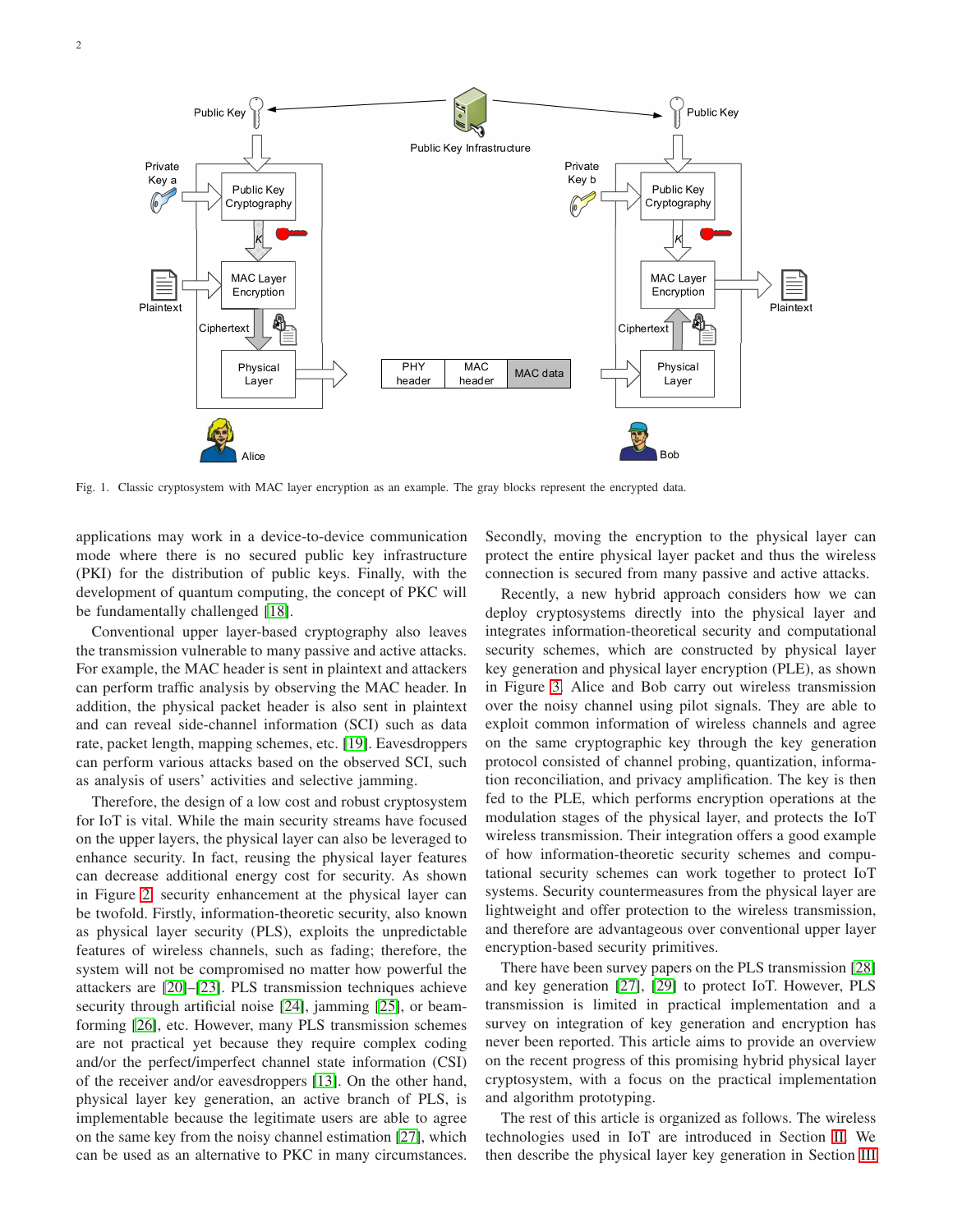Fig. 1. Classic cryptosystem with MAC layer encryption as an example. The gray blocks represent the encrypted data.

applications may work in a device-to-device communication mode where there is no secured public key infrastructure (PKI) for the distribution of public keys. Finally, with the development of quantum computing, the concept of PKC will be fundamentally challenged [18].

Conventional upper layer-based cryptography also leaves the transmission vulnerable to many passive and active attacks. For example, the MAC header is sent in plaintext and attackers can perform traffic analysis by observing the MAC header. In addition, the physical packet header is also sent in plaintext and can reveal side-channel information (SCI) such as data rate, packet length, mapping schemes, etc. [19]. Eavesdroppers can perform various attacks based on the observed SCI, such as analysis of users' activities and selective jamming.

Therefore, the design of a low cost and robust cryptosystem for IoT is vital. While the main security streams have focused on the upper layers, the physical layer can also be leveraged to enhance security. In fact, reusing the physical layer features can decrease additional energy cost for security. As shown in Figure 2, security enhancement at the physical layer can be twofold. Firstly, information-theoretic security, also known as physical layer security (PLS), exploits the unpredictable features of wireless channels, such as fading; therefore, the system will not be compromised no matter how powerful the attackers are [20]–[23]. PLS transmission techniques achieve security through artificial noise [24], jamming [25], or beamforming [26], etc. However, many PLS transmission schemes are not practical yet because they require complex coding and/or the perfect/imperfect channel state information (CSI) of the receiver and/or eavesdroppers [13]. On the other hand, physical layer key generation, an active branch of PLS, is implementable because the legitimate users are able to agree on the same key from the noisy channel estimation [27], which can be used as an alternative to PKC in many circumstances. Secondly, moving the encryption to the physical layer can protect the entire physical layer packet and thus the wireless connection is secured from many passive and active attacks.

Recently, a new hybrid approach considers how we can deploy cryptosystems directly into the physical layer and integrates information-theoretical security and computational security schemes, which are constructed by physical layer key generation and physical layer encryption (PLE), as shown in Figure 3. Alice and Bob carry out wireless transmission over the noisy channel using pilot signals. They are able to exploit common information of wireless channels and agree on the same cryptographic key through the key generation protocol consisted of channel probing, quantization, information reconciliation, and privacy amplification. The key is then fed to the PLE, which performs encryption operations at the modulation stages of the physical layer, and protects the IoT wireless transmission. Their integration offers a good example of how information-theoretic security schemes and computational security schemes can work together to protect IoT systems. Security countermeasures from the physical layer are lightweight and offer protection to the wireless transmission, and therefore are advantageous over conventional upper layer encryption-based security primitives.

There have been survey papers on the PLS transmission [28] and key generation [27], [29] to protect IoT. However, PLS transmission is limited in practical implementation and a survey on integration of key generation and encryption has never been reported. This article aims to provide an overview on the recent progress of this promising hybrid physical layer cryptosystem, with a focus on the practical implementation and algorithm prototyping.

The rest of this article is organized as follows. The wireless technologies used in IoT are introduced in Section II. We then describe the physical layer key generation in Section III.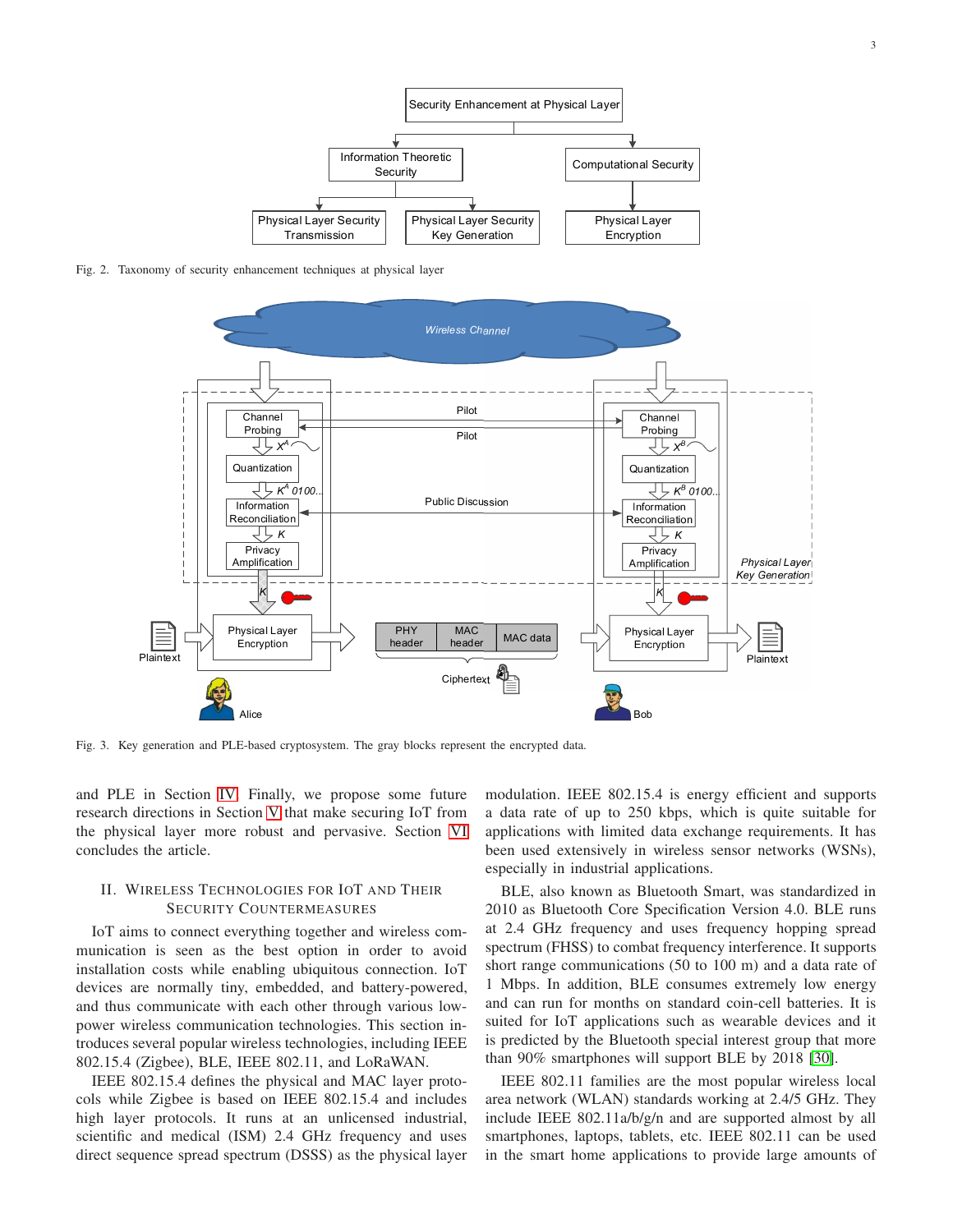Fig. 2. Taxonomy of security enhancement techniques at physical layer

Fig. 3. Key generation and PLE-based cryptosystem. The gray blocks represent the encrypted data.

and PLE in Section IV. Finally, we propose some future research directions in Section V that make securing IoT from the physical layer more robust and pervasive. Section VI concludes the article.

## II. Wireless Technologies for IoT and Their Security Countermeasures

IoT aims to connect everything together and wireless communication is seen as the best option in order to avoid installation costs while enabling ubiquitous connection. IoT devices are normally tiny, embedded, and battery-powered, and thus communicate with each other through various low-power wireless communication technologies. This section introduces several popular wireless technologies, including IEEE 802.15.4 (Zigbee), BLE, IEEE 802.11, and LoRaWAN.

IEEE 802.15.4 defines the physical and MAC layer protocols while Zigbee is based on IEEE 802.15.4 and includes high layer protocols. It runs at an unlicensed industrial, scientific and medical (ISM) 2.4 GHz frequency and uses direct sequence spread spectrum (DSSS) as the physical layer modulation. IEEE 802.15.4 is energy efficient and supports a data rate of up to 250 kbps, which is quite suitable for applications with limited data exchange requirements. It has been used extensively in wireless sensor networks (WSNs), especially in industrial applications.

BLE, also known as Bluetooth Smart, was standardized in 2010 as Bluetooth Core Specification Version 4.0. BLE runs at 2.4 GHz frequency and uses frequency hopping spread spectrum (FHSS) to combat frequency interference. It supports short range communications (50 to 100 m) and a data rate of 1 Mbps. In addition, BLE consumes extremely low energy and can run for months on standard coin-cell batteries. It is suited for IoT applications such as wearable devices and it is predicted by the Bluetooth special interest group that more than 90% smartphones will support BLE by 2018 [30].

IEEE 802.11 families are the most popular wireless local area network (WLAN) standards working at 2.4/5 GHz. They include IEEE 802.11a/b/g/n and are supported almost by all smartphones, laptops, tablets, etc. IEEE 802.11 can be used in the smart home applications to provide large amounts of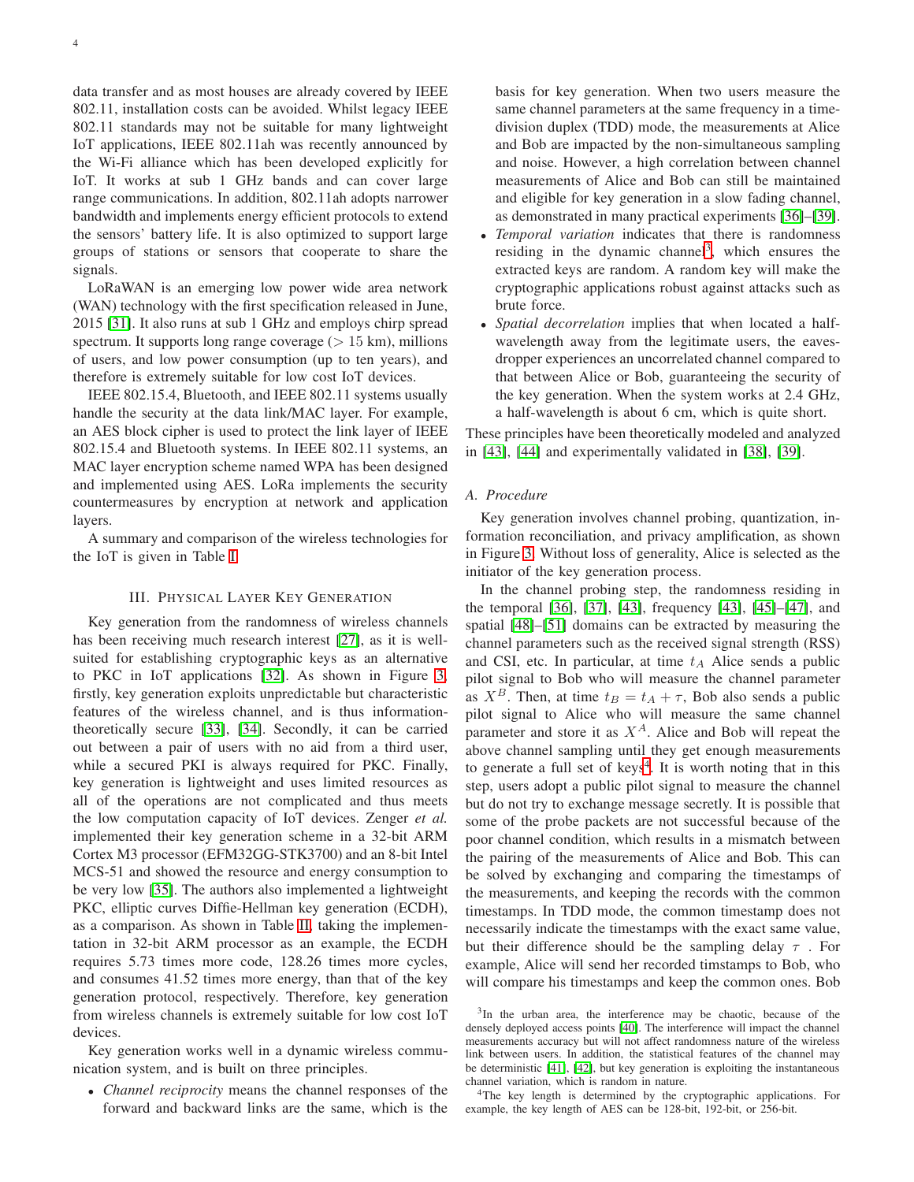data transfer and as most houses are already covered by IEEE 802.11, installation costs can be avoided. Whilst legacy IEEE 802.11 standards may not be suitable for many lightweight IoT applications, IEEE 802.11ah was recently announced by the Wi-Fi alliance which has been developed explicitly for IoT. It works at sub 1 GHz bands and can cover large range communications. In addition, 802.11ah adopts narrower bandwidth and implements energy efficient protocols to extend the sensors' battery life. It is also optimized to support large groups of stations or sensors that cooperate to share the signals.

LoRaWAN is an emerging low power wide area network (WAN) technology with the first specification released in June, 2015 [31]. It also runs at sub 1 GHz and employs chirp spread spectrum. It supports long range coverage ($>$ 15 km), millions of users, and low power consumption (up to ten years), and therefore is extremely suitable for low cost IoT devices.

IEEE 802.15.4, Bluetooth, and IEEE 802.11 systems usually handle the security at the data link/MAC layer. For example, an AES block cipher is used to protect the link layer of IEEE 802.15.4 and Bluetooth systems. In IEEE 802.11 systems, an MAC layer encryption scheme named WPA has been designed and implemented using AES. LoRa implements the security countermeasures by encryption at network and application layers.

A summary and comparison of the wireless technologies for the IoT is given in Table I.

## III. Physical Layer Key Generation

Key generation from the randomness of wireless channels has been receiving much research interest [27], as it is well-suited for establishing cryptographic keys as an alternative to PKC in IoT applications [32]. As shown in Figure 3, firstly, key generation exploits unpredictable but characteristic features of the wireless channel, and is thus information-theoretically secure [33], [34]. Secondly, it can be carried out between a pair of users with no aid from a third user, while a secured PKI is always required for PKC. Finally, key generation is lightweight and uses limited resources as all of the operations are not complicated and thus meets the low computation capacity of IoT devices. Zenger *et al.* implemented their key generation scheme in a 32-bit ARM Cortex M3 processor (EFM32GG-STK3700) and an 8-bit Intel MCS-51 and showed the resource and energy consumption to be very low [35]. The authors also implemented a lightweight PKC, elliptic curves Diffie-Hellman key generation (ECDH), as a comparison. As shown in Table II, taking the implementation in 32-bit ARM processor as an example, the ECDH requires 5.73 times more code, 128.26 times more cycles, and consumes 41.52 times more energy, than that of the key generation protocol, respectively. Therefore, key generation from wireless channels is extremely suitable for low cost IoT devices.

Key generation works well in a dynamic wireless communication system, and is built on three principles.

- *Channel reciprocity* means the channel responses of the forward and backward links are the same, which is the basis for key generation. When two users measure the same channel parameters at the same frequency in a time-division duplex (TDD) mode, the measurements at Alice and Bob are impacted by the non-simultaneous sampling and noise. However, a high correlation between channel measurements of Alice and Bob can still be maintained and eligible for key generation in a slow fading channel, as demonstrated in many practical experiments [36]–[39].
- *Temporal variation* indicates that there is randomness residing in the dynamic channel[3], which ensures the extracted keys are random. A random key will make the cryptographic applications robust against attacks such as brute force.
- *Spatial decorrelation* implies that when located a half-wavelength away from the legitimate users, the eavesdropper experiences an uncorrelated channel compared to that between Alice or Bob, guaranteeing the security of the key generation. When the system works at 2.4 GHz, a half-wavelength is about 6 cm, which is quite short.

These principles have been theoretically modeled and analyzed in [43], [44] and experimentally validated in [38], [39].

### A. Procedure

Key generation involves channel probing, quantization, information reconciliation, and privacy amplification, as shown in Figure 3. Without loss of generality, Alice is selected as the initiator of the key generation process.

In the channel probing step, the randomness residing in the temporal [36], [37], [43], frequency [43], [45]–[47], and spatial [48]–[51] domains can be extracted by measuring the channel parameters such as the received signal strength (RSS) and CSI, etc. In particular, at time $t_A$ Alice sends a public pilot signal to Bob who will measure the channel parameter as $X^B$. Then, at time $t_B = t_A + \tau$, Bob also sends a public pilot signal to Alice who will measure the same channel parameter and store it as $X^A$. Alice and Bob will repeat the above channel sampling until they get enough measurements to generate a full set of keys[4]. It is worth noting that in this step, users adopt a public pilot signal to measure the channel but do not try to exchange message secretly. It is possible that some of the probe packets are not successful because of the poor channel condition, which results in a mismatch between the pairing of the measurements of Alice and Bob. This can be solved by exchanging and comparing the timestamps of the measurements, and keeping the records with the common timestamps. In TDD mode, the common timestamp does not necessarily indicate the timestamps with the exact same value, but their difference should be the sampling delay $\tau$ . For example, Alice will send her recorded timstamps to Bob, who will compare his timestamps and keep the common ones. Bob

[3] In the urban area, the interference may be chaotic, because of the densely deployed access points [40]. The interference will impact the channel measurements accuracy but will not affect randomness nature of the wireless link between users. In addition, the statistical features of the channel may be deterministic [41], [42], but key generation is exploiting the instantaneous channel variation, which is random in nature.

[4] The key length is determined by the cryptographic applications. For example, the key length of AES can be 128-bit, 192-bit, or 256-bit.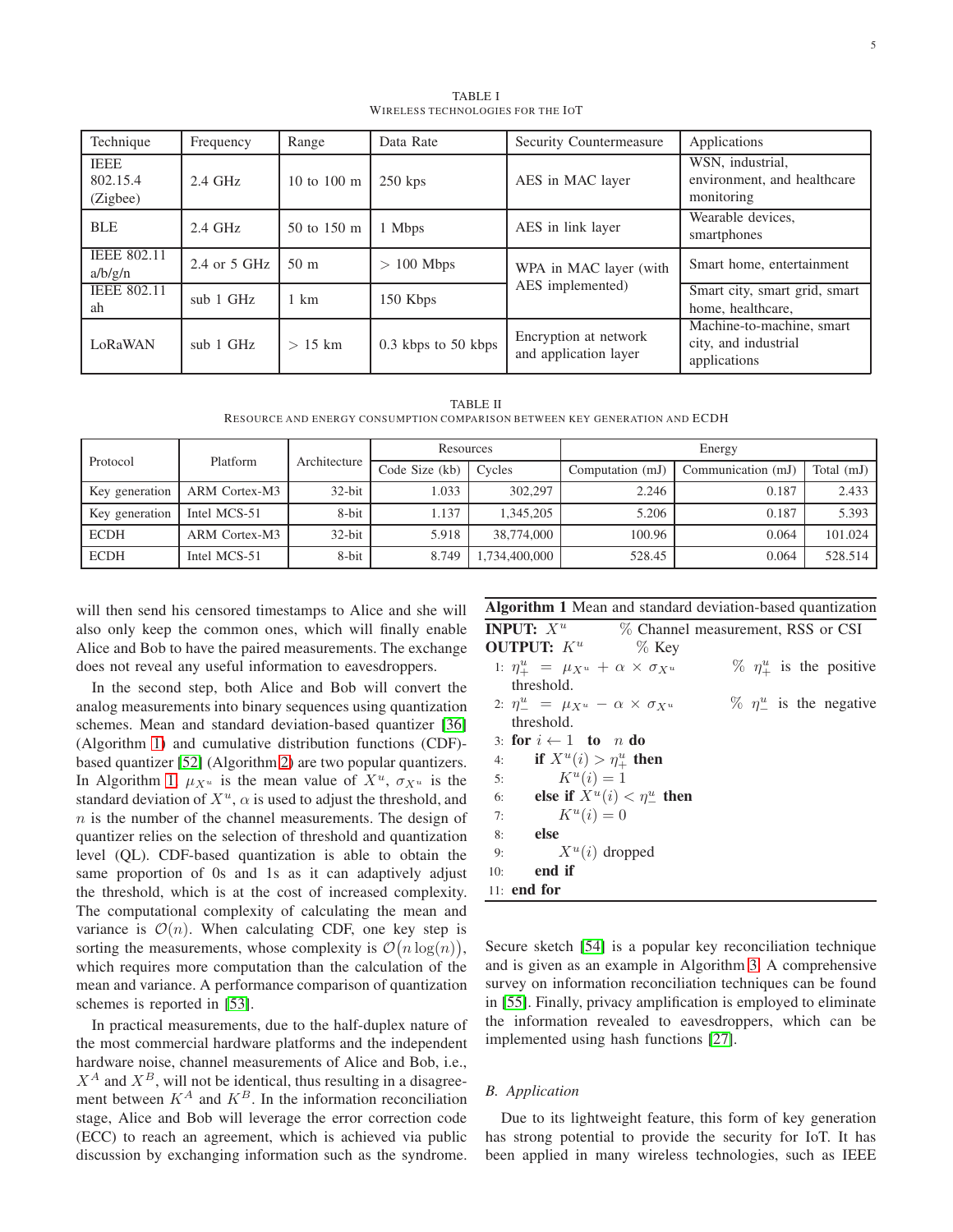TABLE I
WIRELESS TECHNOLOGIES FOR THE IOT

| Technique | Frequency | Range | Data Rate | Security Countermeasure | Applications |
|---|---|---|---|---|---|
| IEEE 802.15.4 (Zigbee) | 2.4 GHz | 10 to 100 m | 250 kps | AES in MAC layer | WSN, industrial, environment, and healthcare monitoring |
| BLE | 2.4 GHz | 50 to 150 m | 1 Mbps | AES in link layer | Wearable devices, smartphones |
| IEEE 802.11 a/b/g/n | 2.4 or 5 GHz | 50 m | $>$ 100 Mbps | WPA in MAC layer (with AES implemented) | Smart home, entertainment |
| IEEE 802.11 ah | sub 1 GHz | 1 km | 150 Kbps | | Smart city, smart grid, smart home, healthcare, |
| LoRaWAN | sub 1 GHz | $>$ 15 km | 0.3 kbps to 50 kbps | Encryption at network and application layer | Machine-to-machine, smart city, and industrial applications |

TABLE II
RESOURCE AND ENERGY CONSUMPTION COMPARISON BETWEEN KEY GENERATION AND ECDH

| Protocol | Platform | Architecture | Resources | | Energy | | |
|---|---|---|---|---|---|---|---|
| | | | Code Size (kb) | Cycles | Computation (mJ) | Communication (mJ) | Total (mJ) |
| Key generation | ARM Cortex-M3 | 32-bit | 1.033 | 302,297 | 2.246 | 0.187 | 2.433 |
| Key generation | Intel MCS-51 | 8-bit | 1.137 | 1,345,205 | 5.206 | 0.187 | 5.393 |
| ECDH | ARM Cortex-M3 | 32-bit | 5.918 | 38,774,000 | 100.96 | 0.064 | 101.024 |
| ECDH | Intel MCS-51 | 8-bit | 8.749 | 1,734,400,000 | 528.45 | 0.064 | 528.514 |

will then send his censored timestamps to Alice and she will also only keep the common ones, which will finally enable Alice and Bob to have the paired measurements. The exchange does not reveal any useful information to eavesdroppers.

In the second step, both Alice and Bob will convert the analog measurements into binary sequences using quantization schemes. Mean and standard deviation-based quantizer [36] (Algorithm 1) and cumulative distribution functions (CDF)-based quantizer [52] (Algorithm 2) are two popular quantizers. In Algorithm 1, $\mu_{X^u}$ is the mean value of $X^u$, $\sigma_{X^u}$ is the standard deviation of $X^u$, $\alpha$ is used to adjust the threshold, and $n$ is the number of the channel measurements. The design of quantizer relies on the selection of threshold and quantization level (QL). CDF-based quantization is able to obtain the same proportion of 0s and 1s as it can adaptively adjust the threshold, which is at the cost of increased complexity. The computational complexity of calculating the mean and variance is $\mathcal{O}(n)$. When calculating CDF, one key step is sorting the measurements, whose complexity is $\mathcal{O}\big(n\log(n)\big)$, which requires more computation than the calculation of the mean and variance. A performance comparison of quantization schemes is reported in [53].

In practical measurements, due to the half-duplex nature of the most commercial hardware platforms and the independent hardware noise, channel measurements of Alice and Bob, i.e., $X^A$ and $X^B$, will not be identical, thus resulting in a disagreement between $K^A$ and $K^B$. In the information reconciliation stage, Alice and Bob will leverage the error correction code (ECC) to reach an agreement, which is achieved via public discussion by exchanging information such as the syndrome.

**Algorithm 1** Mean and standard deviation-based quantization

**INPUT:** $X^u$ % Channel measurement, RSS or CSI
**OUTPUT:** $K^u$ % Key

1: $\eta^u_+ = \mu_{X^u} + \alpha \times \sigma_{X^u}$ % $\eta^u_+$ is the positive threshold.
2: $\eta^u_- = \mu_{X^u} - \alpha \times \sigma_{X^u}$ % $\eta^u_-$ is the negative threshold.
3: **for** $i \leftarrow 1$ **to** $n$ **do**
4: &nbsp;&nbsp;**if** $X^u(i) > \eta^u_+$ **then**
5: &nbsp;&nbsp;&nbsp;&nbsp;$K^u(i) = 1$
6: &nbsp;&nbsp;**else if** $X^u(i) < \eta^u_-$ **then**
7: &nbsp;&nbsp;&nbsp;&nbsp;$K^u(i) = 0$
8: &nbsp;&nbsp;**else**
9: &nbsp;&nbsp;&nbsp;&nbsp;$X^u(i)$ dropped
10: &nbsp;&nbsp;**end if**
11: **end for**

Secure sketch [54] is a popular key reconciliation technique and is given as an example in Algorithm 3. A comprehensive survey on information reconciliation techniques can be found in [55]. Finally, privacy amplification is employed to eliminate the information revealed to eavesdroppers, which can be implemented using hash functions [27].

### B. Application

Due to its lightweight feature, this form of key generation has strong potential to provide the security for IoT. It has been applied in many wireless technologies, such as IEEE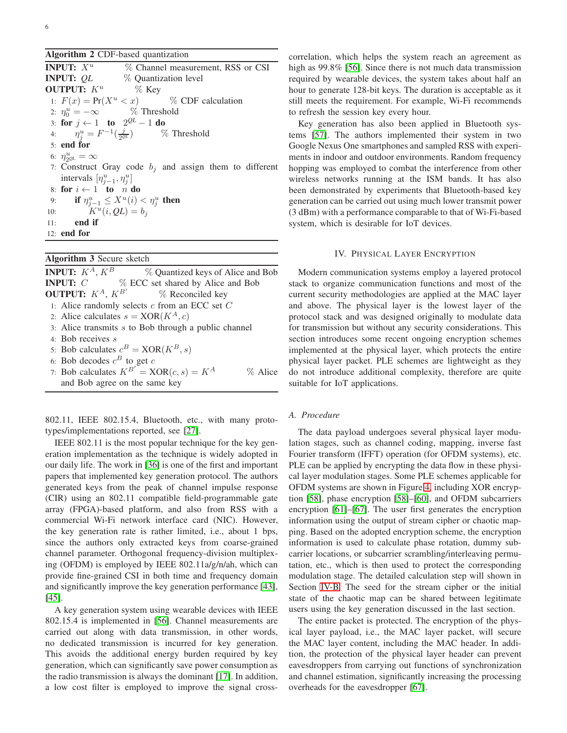**Algorithm 2** CDF-based quantization

```
INPUT: X^u        % Channel measurement, RSS or CSI
INPUT: QL         % Quantization level
OUTPUT: K^u       % Key
 1: F(x) = Pr(X^u < x)        % CDF calculation
 2: η_0^u = −∞        % Threshold
 3: for j ← 1  to  2^QL − 1 do
 4:     η_j^u = F^{-1}(j / 2^QL)        % Threshold
 5: end for
 6: η_{2^QL}^u = ∞
 7: Construct Gray code b_j and assign them to different
    intervals [η_{j−1}^u, η_j^u]
 8: for i ← 1  to  n do
 9:     if η_{j−1}^u ≤ X^u(i) < η_j^u then
10:         K^u(i, QL) = b_j
11:     end if
12: end for
```

**Algorithm 3** Secure sketch

```
INPUT: K^A, K^B        % Quantized keys of Alice and Bob
INPUT: C        % ECC set shared by Alice and Bob
OUTPUT: K^A, K^B'        % Reconciled key
 1: Alice randomly selects c from an ECC set C
 2: Alice calculates s = XOR(K^A, c)
 3: Alice transmits s to Bob through a public channel
 4: Bob receives s
 5: Bob calculates c^B = XOR(K^B, s)
 6: Bob decodes c^B to get c
 7: Bob calculates K^B' = XOR(c, s) = K^A        % Alice
    and Bob agree on the same key
```

802.11, IEEE 802.15.4, Bluetooth, etc., with many prototypes/implementations reported, see [27].

IEEE 802.11 is the most popular technique for the key generation implementation as the technique is widely adopted in our daily life. The work in [36] is one of the first and important papers that implemented key generation protocol. The authors generated keys from the peak of channel impulse response (CIR) using an 802.11 compatible field-programmable gate array (FPGA)-based platform, and also from RSS with a commercial Wi-Fi network interface card (NIC). However, the key generation rate is rather limited, i.e., about 1 bps, since the authors only extracted keys from coarse-grained channel parameter. Orthogonal frequency-division multiplexing (OFDM) is employed by IEEE 802.11a/g/n/ah, which can provide fine-grained CSI in both time and frequency domain and significantly improve the key generation performance [43], [45].

A key generation system using wearable devices with IEEE 802.15.4 is implemented in [56]. Channel measurements are carried out along with data transmission, in other words, no dedicated transmission is incurred for key generation. This avoids the additional energy burden required by key generation, which can significantly save power consumption as the radio transmission is always the dominant [17]. In addition, a low cost filter is employed to improve the signal cross-correlation, which helps the system reach an agreement as high as 99.8% [56]. Since there is not much data transmission required by wearable devices, the system takes about half an hour to generate 128-bit keys. The duration is acceptable as it still meets the requirement. For example, Wi-Fi recommends to refresh the session key every hour.

Key generation has also been applied in Bluetooth systems [57]. The authors implemented their system in two Google Nexus One smartphones and sampled RSS with experiments in indoor and outdoor environments. Random frequency hopping was employed to combat the interference from other wireless networks running at the ISM bands. It has also been demonstrated by experiments that Bluetooth-based key generation can be carried out using much lower transmit power (3 dBm) with a performance comparable to that of Wi-Fi-based system, which is desirable for IoT devices.

## IV. Physical Layer Encryption

Modern communication systems employ a layered protocol stack to organize communication functions and most of the current security methodologies are applied at the MAC layer and above. The physical layer is the lowest layer of the protocol stack and was designed originally to modulate data for transmission but without any security considerations. This section introduces some recent ongoing encryption schemes implemented at the physical layer, which protects the entire physical layer packet. PLE schemes are lightweight as they do not introduce additional complexity, therefore are quite suitable for IoT applications.

### A. Procedure

The data payload undergoes several physical layer modulation stages, such as channel coding, mapping, inverse fast Fourier transform (IFFT) operation (for OFDM systems), etc. PLE can be applied by encrypting the data flow in these physical layer modulation stages. Some PLE schemes applicable for OFDM systems are shown in Figure 4, including XOR encryption [58], phase encryption [58]–[60], and OFDM subcarriers encryption [61]–[67]. The user first generates the encryption information using the output of stream cipher or chaotic mapping. Based on the adopted encryption scheme, the encryption information is used to calculate phase rotation, dummy subcarrier locations, or subcarrier scrambling/interleaving permutation, etc., which is then used to protect the corresponding modulation stage. The detailed calculation step will shown in Section IV-B. The seed for the stream cipher or the initial state of the chaotic map can be shared between legitimate users using the key generation discussed in the last section.

The entire packet is protected. The encryption of the physical layer payload, i.e., the MAC layer packet, will secure the MAC layer content, including the MAC header. In addition, the protection of the physical layer header can prevent eavesdroppers from carrying out functions of synchronization and channel estimation, significantly increasing the processing overheads for the eavesdropper [67].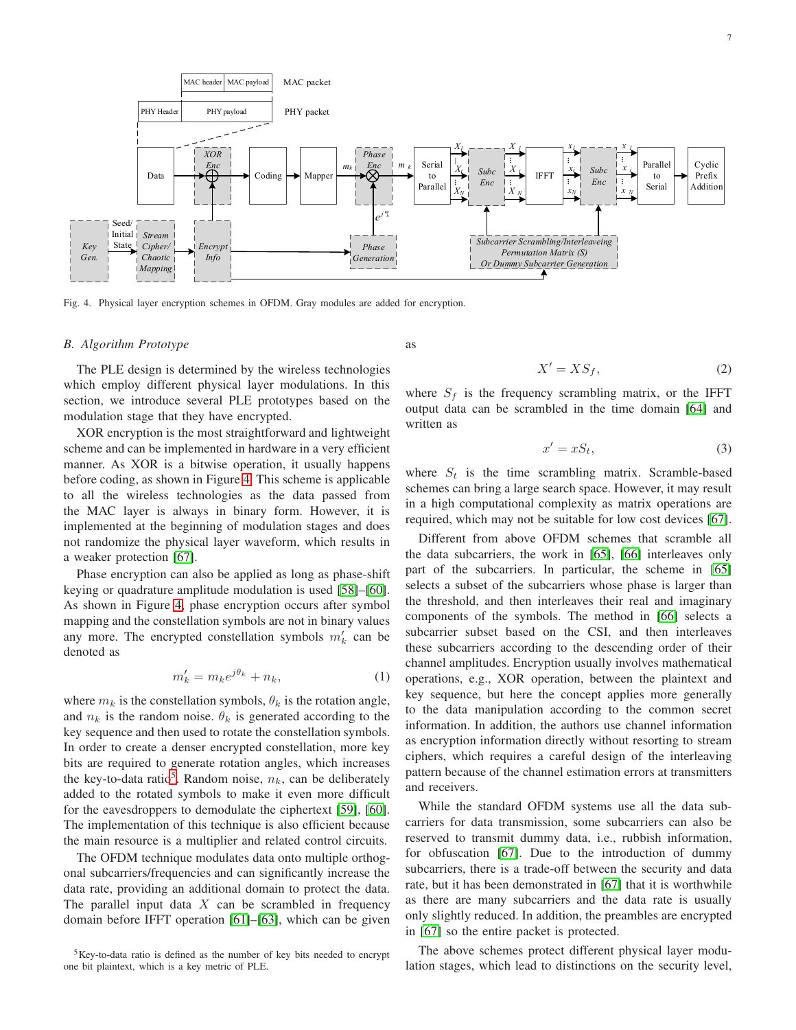Fig. 4. Physical layer encryption schemes in OFDM. Gray modules are added for encryption.

### B. Algorithm Prototype

The PLE design is determined by the wireless technologies which employ different physical layer modulations. In this section, we introduce several PLE prototypes based on the modulation stage that they have encrypted.

XOR encryption is the most straightforward and lightweight scheme and can be implemented in hardware in a very efficient manner. As XOR is a bitwise operation, it usually happens before coding, as shown in Figure 4. This scheme is applicable to all the wireless technologies as the data passed from the MAC layer is always in binary form. However, it is implemented at the beginning of modulation stages and does not randomize the physical layer waveform, which results in a weaker protection [67].

Phase encryption can also be applied as long as phase-shift keying or quadrature amplitude modulation is used [58]–[60]. As shown in Figure 4, phase encryption occurs after symbol mapping and the constellation symbols are not in binary values any more. The encrypted constellation symbols $m'_k$ can be denoted as

$$m'_k = m_k e^{j\theta_k} + n_k, \tag{1}$$

where $m_k$ is the constellation symbols, $\theta_k$ is the rotation angle, and $n_k$ is the random noise. $\theta_k$ is generated according to the key sequence and then used to rotate the constellation symbols. In order to create a denser encrypted constellation, more key bits are required to generate rotation angles, which increases the key-to-data ratio[5]. Random noise, $n_k$, can be deliberately added to the rotated symbols to make it even more difficult for the eavesdroppers to demodulate the ciphertext [59], [60]. The implementation of this technique is also efficient because the main resource is a multiplier and related control circuits.

The OFDM technique modulates data onto multiple orthogonal subcarriers/frequencies and can significantly increase the data rate, providing an additional domain to protect the data. The parallel input data $X$ can be scrambled in frequency domain before IFFT operation [61]–[63], which can be given as

$$X' = XS_f, \tag{2}$$

where $S_f$ is the frequency scrambling matrix, or the IFFT output data can be scrambled in the time domain [64] and written as

$$x' = xS_t, \tag{3}$$

where $S_t$ is the time scrambling matrix. Scramble-based schemes can bring a large search space. However, it may result in a high computational complexity as matrix operations are required, which may not be suitable for low cost devices [67].

Different from above OFDM schemes that scramble all the data subcarriers, the work in [65], [66] interleaves only part of the subcarriers. In particular, the scheme in [65] selects a subset of the subcarriers whose phase is larger than the threshold, and then interleaves their real and imaginary components of the symbols. The method in [66] selects a subcarrier subset based on the CSI, and then interleaves these subcarriers according to the descending order of their channel amplitudes. Encryption usually involves mathematical operations, e.g., XOR operation, between the plaintext and key sequence, but here the concept applies more generally to the data manipulation according to the common secret information. In addition, the authors use channel information as encryption information directly without resorting to stream ciphers, which requires a careful design of the interleaving pattern because of the channel estimation errors at transmitters and receivers.

While the standard OFDM systems use all the data subcarriers for data transmission, some subcarriers can also be reserved to transmit dummy data, i.e., rubbish information, for obfuscation [67]. Due to the introduction of dummy subcarriers, there is a trade-off between the security and data rate, but it has been demonstrated in [67] that it is worthwhile as there are many subcarriers and the data rate is usually only slightly reduced. In addition, the preambles are encrypted in [67] so the entire packet is protected.

The above schemes protect different physical layer modulation stages, which lead to distinctions on the security level,

[5] Key-to-data ratio is defined as the number of key bits needed to encrypt one bit plaintext, which is a key metric of PLE.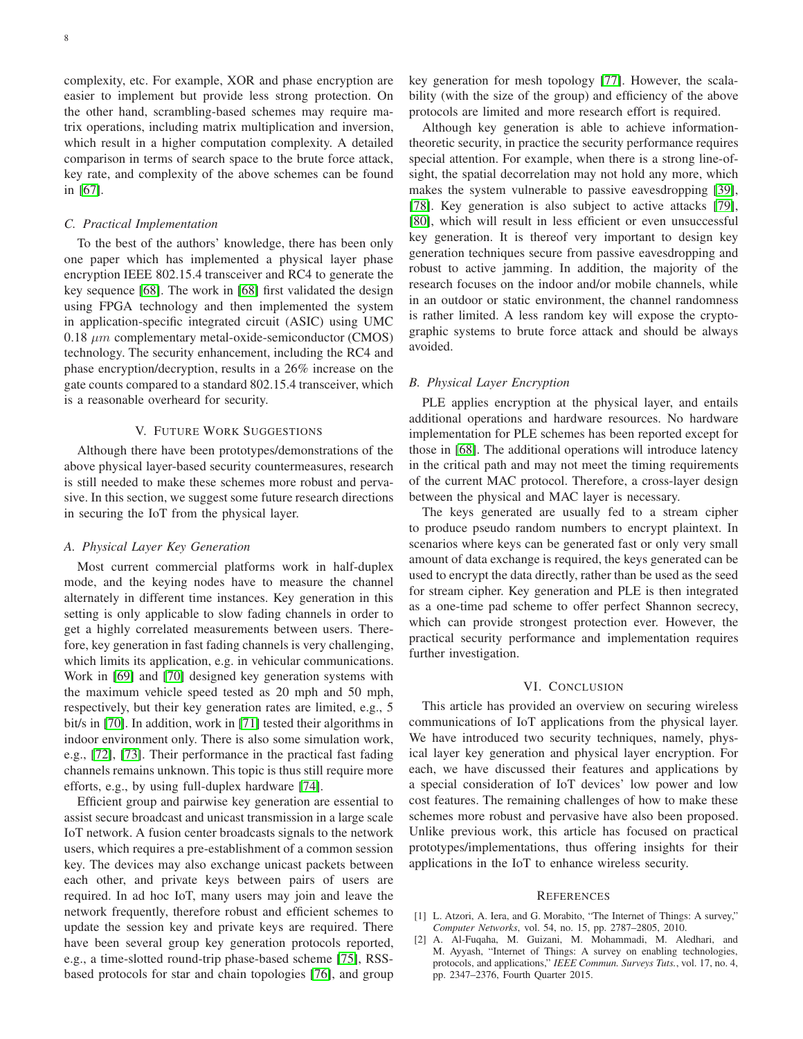complexity, etc. For example, XOR and phase encryption are easier to implement but provide less strong protection. On the other hand, scrambling-based schemes may require matrix operations, including matrix multiplication and inversion, which result in a higher computation complexity. A detailed comparison in terms of search space to the brute force attack, key rate, and complexity of the above schemes can be found in [67].

### C. Practical Implementation

To the best of the authors' knowledge, there has been only one paper which has implemented a physical layer phase encryption IEEE 802.15.4 transceiver and RC4 to generate the key sequence [68]. The work in [68] first validated the design using FPGA technology and then implemented the system in application-specific integrated circuit (ASIC) using UMC 0.18 $\mu m$ complementary metal-oxide-semiconductor (CMOS) technology. The security enhancement, including the RC4 and phase encryption/decryption, results in a 26% increase on the gate counts compared to a standard 802.15.4 transceiver, which is a reasonable overheard for security.

## V. Future Work Suggestions

Although there have been prototypes/demonstrations of the above physical layer-based security countermeasures, research is still needed to make these schemes more robust and pervasive. In this section, we suggest some future research directions in securing the IoT from the physical layer.

### A. Physical Layer Key Generation

Most current commercial platforms work in half-duplex mode, and the keying nodes have to measure the channel alternately in different time instances. Key generation in this setting is only applicable to slow fading channels in order to get a highly correlated measurements between users. Therefore, key generation in fast fading channels is very challenging, which limits its application, e.g. in vehicular communications. Work in [69] and [70] designed key generation systems with the maximum vehicle speed tested as 20 mph and 50 mph, respectively, but their key generation rates are limited, e.g., 5 bit/s in [70]. In addition, work in [71] tested their algorithms in indoor environment only. There is also some simulation work, e.g., [72], [73]. Their performance in the practical fast fading channels remains unknown. This topic is thus still require more efforts, e.g., by using full-duplex hardware [74].

Efficient group and pairwise key generation are essential to assist secure broadcast and unicast transmission in a large scale IoT network. A fusion center broadcasts signals to the network users, which requires a pre-establishment of a common session key. The devices may also exchange unicast packets between each other, and private keys between pairs of users are required. In ad hoc IoT, many users may join and leave the network frequently, therefore robust and efficient schemes to update the session key and private keys are required. There have been several group key generation protocols reported, e.g., a time-slotted round-trip phase-based scheme [75], RSS-based protocols for star and chain topologies [76], and group key generation for mesh topology [77]. However, the scalability (with the size of the group) and efficiency of the above protocols are limited and more research effort is required.

Although key generation is able to achieve information-theoretic security, in practice the security performance requires special attention. For example, when there is a strong line-of-sight, the spatial decorrelation may not hold any more, which makes the system vulnerable to passive eavesdropping [39], [78]. Key generation is also subject to active attacks [79], [80], which will result in less efficient or even unsuccessful key generation. It is thereof very important to design key generation techniques secure from passive eavesdropping and robust to active jamming. In addition, the majority of the research focuses on the indoor and/or mobile channels, while in an outdoor or static environment, the channel randomness is rather limited. A less random key will expose the cryptographic systems to brute force attack and should be always avoided.

### B. Physical Layer Encryption

PLE applies encryption at the physical layer, and entails additional operations and hardware resources. No hardware implementation for PLE schemes has been reported except for those in [68]. The additional operations will introduce latency in the critical path and may not meet the timing requirements of the current MAC protocol. Therefore, a cross-layer design between the physical and MAC layer is necessary.

The keys generated are usually fed to a stream cipher to produce pseudo random numbers to encrypt plaintext. In scenarios where keys can be generated fast or only very small amount of data exchange is required, the keys generated can be used to encrypt the data directly, rather than be used as the seed for stream cipher. Key generation and PLE is then integrated as a one-time pad scheme to offer perfect Shannon secrecy, which can provide strongest protection ever. However, the practical security performance and implementation requires further investigation.

## VI. Conclusion

This article has provided an overview on securing wireless communications of IoT applications from the physical layer. We have introduced two security techniques, namely, physical layer key generation and physical layer encryption. For each, we have discussed their features and applications by a special consideration of IoT devices' low power and low cost features. The remaining challenges of how to make these schemes more robust and pervasive have also been proposed. Unlike previous work, this article has focused on practical prototypes/implementations, thus offering insights for their applications in the IoT to enhance wireless security.

## References

[1] L. Atzori, A. Iera, and G. Morabito, "The Internet of Things: A survey," *Computer Networks*, vol. 54, no. 15, pp. 2787–2805, 2010.

[2] A. Al-Fuqaha, M. Guizani, M. Mohammadi, M. Aledhari, and M. Ayyash, "Internet of Things: A survey on enabling technologies, protocols, and applications," *IEEE Commun. Surveys Tuts.*, vol. 17, no. 4, pp. 2347–2376, Fourth Quarter 2015.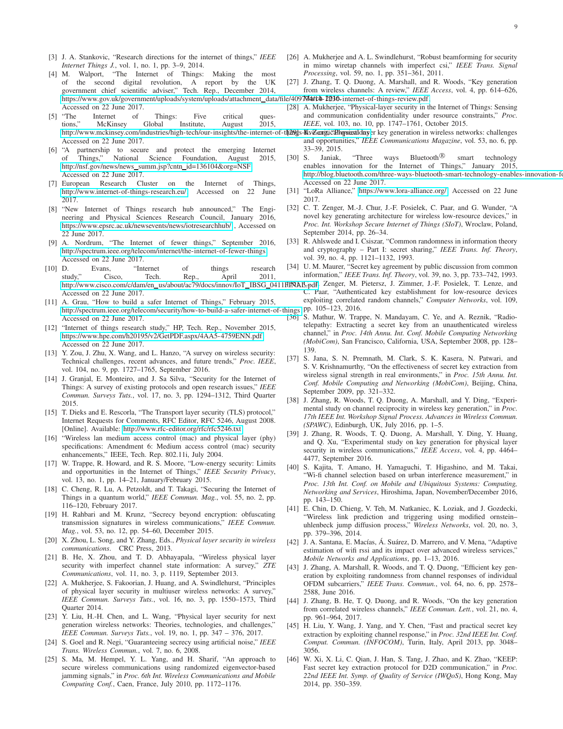[3] J. A. Stankovic, "Research directions for the internet of things," *IEEE Internet Things J.*, vol. 1, no. 1, pp. 3–9, 2014.

[4] M. Walport, "The Internet of Things: Making the most of the second digital revolution, A report by the UK government chief scientific adviser," Tech. Rep., December 2014, https://www.gov.uk/government/uploads/system/uploads/attachment_data/file/409774/14-1230-internet-of-things-review.pdf, Accessed on 22 June 2017.

[5] "The Internet of Things: Five critical questions," McKinsey Global Institute, August 2015, http://www.mckinsey.com/industries/high-tech/our-insights/the-internet-of-things-five-critical-questions Accessed on 22 June 2017.

[6] "A partnership to secure and protect the emerging Internet of Things," National Science Foundation, August 2015, http://nsf.gov/news/news_summ.jsp?cntn_id=136104&org=NSF Accessed on 22 June 2017.

[7] European Research Cluster on the Internet of Things, http://www.internet-of-things-research.eu/ Accessed on 22 June 2017.

[8] "New Internet of Things research hub announced," The Engineering and Physical Sciences Research Council, January 2016, https://www.epsrc.ac.uk/newsevents/news/iotresearchhub/ , Accessed on 22 June 2017.

[9] A. Nordrum, "The Internet of fewer things," September 2016, http://spectrum.ieee.org/telecom/internet/the-internet-of-fewer-things Accessed on 22 June 2017.

[10] D. Evans, "Internet of things research study," Cisco, Tech. Rep., April 2011, http://www.cisco.com/c/dam/en_us/about/ac79/docs/innov/IoT_IBSG_0411FINAL.pdf Accessed on 22 June 2017.

[11] A. Grau, "How to build a safer Internet of Things," February 2015, http://spectrum.ieee.org/telecom/security/how-to-build-a-safer-internet-of-things Accessed on 22 June 2017.

[12] "Internet of things research study," HP, Tech. Rep., November 2015, https://www.hpe.com/h20195/v2/GetPDF.aspx/4AA5-4759ENN.pdf Accessed on 22 June 2017.

[13] Y. Zou, J. Zhu, X. Wang, and L. Hanzo, "A survey on wireless security: Technical challenges, recent advances, and future trends," *Proc. IEEE*, vol. 104, no. 9, pp. 1727–1765, September 2016.

[14] J. Granjal, E. Monteiro, and J. Sa Silva, "Security for the Internet of Things: A survey of existing protocols and open research issues," *IEEE Commun. Surveys Tuts.*, vol. 17, no. 3, pp. 1294–1312, Third Quarter 2015.

[15] T. Dieks and E. Rescorla, "The Transport layer security (TLS) protocol," Internet Requests for Comments, RFC Editor, RFC 5246, August 2008. [Online]. Available: http://www.rfc-editor.org/rfc/rfc5246.txt

[16] "Wireless lan medium access control (mac) and physical layer (phy) specifications: Amendment 6: Medium access control (mac) security enhancements," IEEE, Tech. Rep. 802.11i, July 2004.

[17] W. Trappe, R. Howard, and R. S. Moore, "Low-energy security: Limits and opportunities in the Internet of Things," *IEEE Security Privacy*, vol. 13, no. 1, pp. 14–21, January/February 2015.

[18] C. Cheng, R. Lu, A. Petzoldt, and T. Takagi, "Securing the Internet of Things in a quantum world," *IEEE Commun. Mag.*, vol. 55, no. 2, pp. 116–120, February 2017.

[19] H. Rahbari and M. Krunz, "Secrecy beyond encryption: obfuscating transmission signatures in wireless communications," *IEEE Commun. Mag.*, vol. 53, no. 12, pp. 54–60, December 2015.

[20] X. Zhou, L. Song, and Y. Zhang, Eds., *Physical layer security in wireless communications*. CRC Press, 2013.

[21] B. He, X. Zhou, and T. D. Abhayapala, "Wireless physical layer security with imperfect channel state information: A survey," *ZTE Communications*, vol. 11, no. 3, p. 1119, September 2013.

[22] A. Mukherjee, S. Fakoorian, J. Huang, and A. Swindlehurst, "Principles of physical layer security in multiuser wireless networks: A survey," *IEEE Commun. Surveys Tuts.*, vol. 16, no. 3, pp. 1550–1573, Third Quarter 2014.

[23] Y. Liu, H.-H. Chen, and L. Wang, "Physical layer security for next generation wireless networks: Theories, technologies, and challenges," *IEEE Commun. Surveys Tuts.*, vol. 19, no. 1, pp. 347 – 376, 2017.

[24] S. Goel and R. Negi, "Guaranteeing secrecy using artificial noise," *IEEE Trans. Wireless Commun.*, vol. 7, no. 6, 2008.

[25] S. Ma, M. Hempel, Y. L. Yang, and H. Sharif, "An approach to secure wireless communications using randomized eigenvector-based jamming signals," in *Proc. 6th Int. Wireless Communications and Mobile Computing Conf.*, Caen, France, July 2010, pp. 1172–1176.

[26] A. Mukherjee and A. L. Swindlehurst, "Robust beamforming for security in mimo wiretap channels with imperfect csi," *IEEE Trans. Signal Processing*, vol. 59, no. 1, pp. 351–361, 2011.

[27] J. Zhang, T. Q. Duong, A. Marshall, and R. Woods, "Key generation from wireless channels: A review," *IEEE Access*, vol. 4, pp. 614–626, March 2016.

[28] A. Mukherjee, "Physical-layer security in the Internet of Things: Sensing and communication confidentiality under resource constraints," *Proc. IEEE*, vol. 103, no. 10, pp. 1747–1761, October 2015.

[29] K. Zeng, "Physical layer key generation in wireless networks: challenges and opportunities," *IEEE Communications Magazine*, vol. 53, no. 6, pp. 33–39, 2015.

[30] S. Janiak, "Three ways Bluetooth® smart technology enables innovation for the Internet of Things," January 2015, http://blog.bluetooth.com/three-ways-bluetooth-smart-technology-enables-innovation-fo Accessed on 22 June 2017.

[31] "LoRa Alliance," https://www.lora-alliance.org/ Accessed on 22 June 2017.

[32] C. T. Zenger, M.-J. Chur, J.-F. Posielek, C. Paar, and G. Wunder, "A novel key generating architecture for wireless low-resource devices," in *Proc. Int. Workshop Secure Internet of Things (SIoT)*, Wroclaw, Poland, September 2014, pp. 26–34.

[33] R. Ahlswede and I. Csiszar, "Common randomness in information theory and cryptography – Part I: secret sharing," *IEEE Trans. Inf. Theory*, vol. 39, no. 4, pp. 1121–1132, 1993.

[34] U. M. Maurer, "Secret key agreement by public discussion from common information," *IEEE Trans. Inf. Theory*, vol. 39, no. 3, pp. 733–742, 1993.

[35] C. Zenger, M. Pietersz, J. Zimmer, J.-F. Posielek, T. Lenze, and C. Paar, "Authenticated key establishment for low-resource devices exploiting correlated random channels," *Computer Networks*, vol. 109, pp. 105–123, 2016.

[36] S. Mathur, W. Trappe, N. Mandayam, C. Ye, and A. Reznik, "Radio-telepathy: Extracting a secret key from an unauthenticated wireless channel," in *Proc. 14th Annu. Int. Conf. Mobile Computing Networking (MobiCom)*, San Francisco, California, USA, September 2008, pp. 128–139.

[37] S. Jana, S. N. Premnath, M. Clark, S. K. Kasera, N. Patwari, and S. V. Krishnamurthy, "On the effectiveness of secret key extraction from wireless signal strength in real environments," in *Proc. 15th Annu. Int. Conf. Mobile Computing and Networking (MobiCom)*, Beijing, China, September 2009, pp. 321–332.

[38] J. Zhang, R. Woods, T. Q. Duong, A. Marshall, and Y. Ding, "Experimental study on channel reciprocity in wireless key generation," in *Proc. 17th IEEE Int. Workshop Signal Process. Advances in Wireless Commun. (SPAWC)*, Edinburgh, UK, July 2016, pp. 1–5.

[39] J. Zhang, R. Woods, T. Q. Duong, A. Marshall, Y. Ding, Y. Huang, and Q. Xu, "Experimental study on key generation for physical layer security in wireless communications," *IEEE Access*, vol. 4, pp. 4464–4477, September 2016.

[40] S. Kajita, T. Amano, H. Yamaguchi, T. Higashino, and M. Takai, "Wi-fi channel selection based on urban interference measurement," in *Proc. 13th Int. Conf. on Mobile and Ubiquitous Systems: Computing, Networking and Services*, Hiroshima, Japan, November/December 2016, pp. 143–150.

[41] E. Chin, D. Chieng, V. Teh, M. Natkaniec, K. Loziak, and J. Gozdecki, "Wireless link prediction and triggering using modified ornstein–uhlenbeck jump diffusion process," *Wireless Networks*, vol. 20, no. 3, pp. 379–396, 2014.

[42] J. A. Santana, E. Macías, Á. Suárez, D. Marrero, and V. Mena, "Adaptive estimation of wifi rssi and its impact over advanced wireless services," *Mobile Networks and Applications*, pp. 1–13, 2016.

[43] J. Zhang, A. Marshall, R. Woods, and T. Q. Duong, "Efficient key generation by exploiting randomness from channel responses of individual OFDM subcarriers," *IEEE Trans. Commun.*, vol. 64, no. 6, pp. 2578–2588, June 2016.

[44] J. Zhang, B. He, T. Q. Duong, and R. Woods, "On the key generation from correlated wireless channels," *IEEE Commun. Lett.*, vol. 21, no. 4, pp. 961–964, 2017.

[45] H. Liu, Y. Wang, J. Yang, and Y. Chen, "Fast and practical secret key extraction by exploiting channel response," in *Proc. 32nd IEEE Int. Conf. Comput. Commun. (INFOCOM)*, Turin, Italy, April 2013, pp. 3048–3056.

[46] W. Xi, X. Li, C. Qian, J. Han, S. Tang, J. Zhao, and K. Zhao, "KEEP: Fast secret key extraction protocol for D2D communication," in *Proc. 22nd IEEE Int. Symp. of Quality of Service (IWQoS)*, Hong Kong, May 2014, pp. 350–359.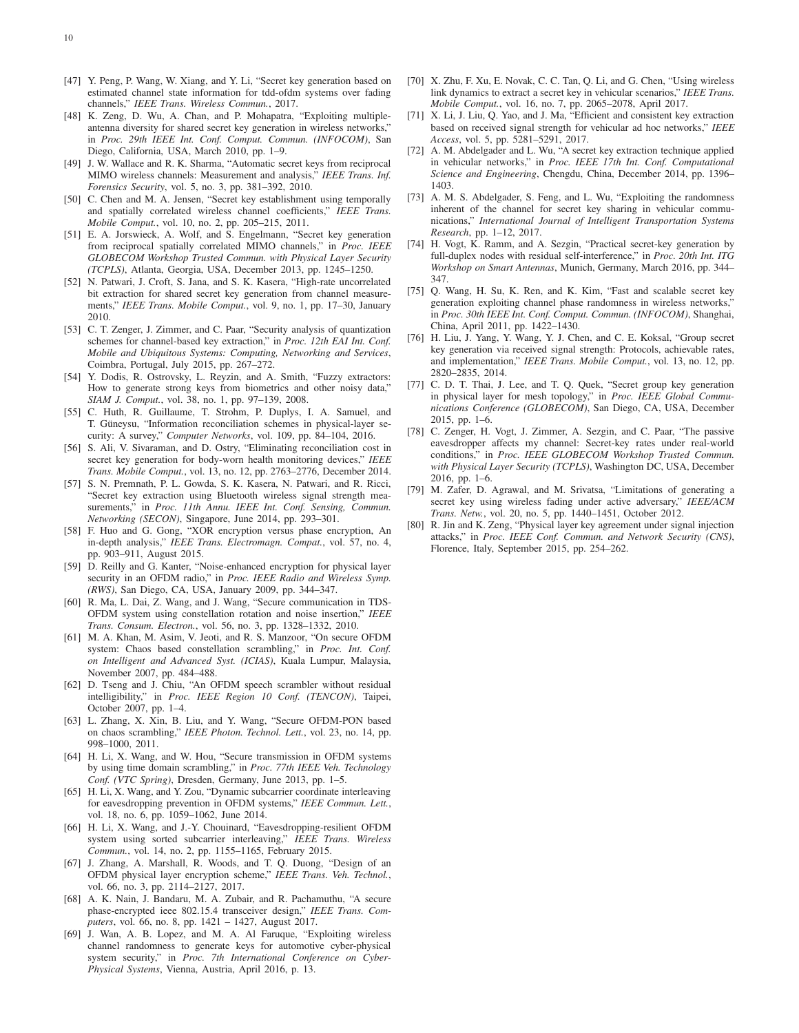[47] Y. Peng, P. Wang, W. Xiang, and Y. Li, "Secret key generation based on estimated channel state information for tdd-ofdm systems over fading channels," *IEEE Trans. Wireless Commun.*, 2017.

[48] K. Zeng, D. Wu, A. Chan, and P. Mohapatra, "Exploiting multiple-antenna diversity for shared secret key generation in wireless networks," in *Proc. 29th IEEE Int. Conf. Comput. Commun. (INFOCOM)*, San Diego, California, USA, March 2010, pp. 1–9.

[49] J. W. Wallace and R. K. Sharma, "Automatic secret keys from reciprocal MIMO wireless channels: Measurement and analysis," *IEEE Trans. Inf. Forensics Security*, vol. 5, no. 3, pp. 381–392, 2010.

[50] C. Chen and M. A. Jensen, "Secret key establishment using temporally and spatially correlated wireless channel coefficients," *IEEE Trans. Mobile Comput.*, vol. 10, no. 2, pp. 205–215, 2011.

[51] E. A. Jorswieck, A. Wolf, and S. Engelmann, "Secret key generation from reciprocal spatially correlated MIMO channels," in *Proc. IEEE GLOBECOM Workshop Trusted Commun. with Physical Layer Security (TCPLS)*, Atlanta, Georgia, USA, December 2013, pp. 1245–1250.

[52] N. Patwari, J. Croft, S. Jana, and S. K. Kasera, "High-rate uncorrelated bit extraction for shared secret key generation from channel measurements," *IEEE Trans. Mobile Comput.*, vol. 9, no. 1, pp. 17–30, January 2010.

[53] C. T. Zenger, J. Zimmer, and C. Paar, "Security analysis of quantization schemes for channel-based key extraction," in *Proc. 12th EAI Int. Conf. Mobile and Ubiquitous Systems: Computing, Networking and Services*, Coimbra, Portugal, July 2015, pp. 267–272.

[54] Y. Dodis, R. Ostrovsky, L. Reyzin, and A. Smith, "Fuzzy extractors: How to generate strong keys from biometrics and other noisy data," *SIAM J. Comput.*, vol. 38, no. 1, pp. 97–139, 2008.

[55] C. Huth, R. Guillaume, T. Strohm, P. Duplys, I. A. Samuel, and T. Güneysu, "Information reconciliation schemes in physical-layer security: A survey," *Computer Networks*, vol. 109, pp. 84–104, 2016.

[56] S. Ali, V. Sivaraman, and D. Ostry, "Eliminating reconciliation cost in secret key generation for body-worn health monitoring devices," *IEEE Trans. Mobile Comput.*, vol. 13, no. 12, pp. 2763–2776, December 2014.

[57] S. N. Premnath, P. L. Gowda, S. K. Kasera, N. Patwari, and R. Ricci, "Secret key extraction using Bluetooth wireless signal strength measurements," in *Proc. 11th Annu. IEEE Int. Conf. Sensing, Commun. Networking (SECON)*, Singapore, June 2014, pp. 293–301.

[58] F. Huo and G. Gong, "XOR encryption versus phase encryption, An in-depth analysis," *IEEE Trans. Electromagn. Compat.*, vol. 57, no. 4, pp. 903–911, August 2015.

[59] D. Reilly and G. Kanter, "Noise-enhanced encryption for physical layer security in an OFDM radio," in *Proc. IEEE Radio and Wireless Symp. (RWS)*, San Diego, CA, USA, January 2009, pp. 344–347.

[60] R. Ma, L. Dai, Z. Wang, and J. Wang, "Secure communication in TDS-OFDM system using constellation rotation and noise insertion," *IEEE Trans. Consum. Electron.*, vol. 56, no. 3, pp. 1328–1332, 2010.

[61] M. A. Khan, M. Asim, V. Jeoti, and R. S. Manzoor, "On secure OFDM system: Chaos based constellation scrambling," in *Proc. Int. Conf. on Intelligent and Advanced Syst. (ICIAS)*, Kuala Lumpur, Malaysia, November 2007, pp. 484–488.

[62] D. Tseng and J. Chiu, "An OFDM speech scrambler without residual intelligibility," in *Proc. IEEE Region 10 Conf. (TENCON)*, Taipei, October 2007, pp. 1–4.

[63] L. Zhang, X. Xin, B. Liu, and Y. Wang, "Secure OFDM-PON based on chaos scrambling," *IEEE Photon. Technol. Lett.*, vol. 23, no. 14, pp. 998–1000, 2011.

[64] H. Li, X. Wang, and W. Hou, "Secure transmission in OFDM systems by using time domain scrambling," in *Proc. 77th IEEE Veh. Technology Conf. (VTC Spring)*, Dresden, Germany, June 2013, pp. 1–5.

[65] H. Li, X. Wang, and Y. Zou, "Dynamic subcarrier coordinate interleaving for eavesdropping prevention in OFDM systems," *IEEE Commun. Lett.*, vol. 18, no. 6, pp. 1059–1062, June 2014.

[66] H. Li, X. Wang, and J.-Y. Chouinard, "Eavesdropping-resilient OFDM system using sorted subcarrier interleaving," *IEEE Trans. Wireless Commun.*, vol. 14, no. 2, pp. 1155–1165, February 2015.

[67] J. Zhang, A. Marshall, R. Woods, and T. Q. Duong, "Design of an OFDM physical layer encryption scheme," *IEEE Trans. Veh. Technol.*, vol. 66, no. 3, pp. 2114–2127, 2017.

[68] A. K. Nain, J. Bandaru, M. A. Zubair, and R. Pachamuthu, "A secure phase-encrypted ieee 802.15.4 transceiver design," *IEEE Trans. Computers*, vol. 66, no. 8, pp. 1421 – 1427, August 2017.

[69] J. Wan, A. B. Lopez, and M. A. Al Faruque, "Exploiting wireless channel randomness to generate keys for automotive cyber-physical system security," in *Proc. 7th International Conference on Cyber-Physical Systems*, Vienna, Austria, April 2016, p. 13.

[70] X. Zhu, F. Xu, E. Novak, C. C. Tan, Q. Li, and G. Chen, "Using wireless link dynamics to extract a secret key in vehicular scenarios," *IEEE Trans. Mobile Comput.*, vol. 16, no. 7, pp. 2065–2078, April 2017.

[71] X. Li, J. Liu, Q. Yao, and J. Ma, "Efficient and consistent key extraction based on received signal strength for vehicular ad hoc networks," *IEEE Access*, vol. 5, pp. 5281–5291, 2017.

[72] A. M. Abdelgader and L. Wu, "A secret key extraction technique applied in vehicular networks," in *Proc. IEEE 17th Int. Conf. Computational Science and Engineering*, Chengdu, China, December 2014, pp. 1396–1403.

[73] A. M. S. Abdelgader, S. Feng, and L. Wu, "Exploiting the randomness inherent of the channel for secret key sharing in vehicular communications," *International Journal of Intelligent Transportation Systems Research*, pp. 1–12, 2017.

[74] H. Vogt, K. Ramm, and A. Sezgin, "Practical secret-key generation by full-duplex nodes with residual self-interference," in *Proc. 20th Int. ITG Workshop on Smart Antennas*, Munich, Germany, March 2016, pp. 344–347.

[75] Q. Wang, H. Su, K. Ren, and K. Kim, "Fast and scalable secret key generation exploiting channel phase randomness in wireless networks," in *Proc. 30th IEEE Int. Conf. Comput. Commun. (INFOCOM)*, Shanghai, China, April 2011, pp. 1422–1430.

[76] H. Liu, J. Yang, Y. Wang, Y. J. Chen, and C. E. Koksal, "Group secret key generation via received signal strength: Protocols, achievable rates, and implementation," *IEEE Trans. Mobile Comput.*, vol. 13, no. 12, pp. 2820–2835, 2014.

[77] C. D. T. Thai, J. Lee, and T. Q. Quek, "Secret group key generation in physical layer for mesh topology," in *Proc. IEEE Global Communications Conference (GLOBECOM)*, San Diego, CA, USA, December 2015, pp. 1–6.

[78] C. Zenger, H. Vogt, J. Zimmer, A. Sezgin, and C. Paar, "The passive eavesdropper affects my channel: Secret-key rates under real-world conditions," in *Proc. IEEE GLOBECOM Workshop Trusted Commun. with Physical Layer Security (TCPLS)*, Washington DC, USA, December 2016, pp. 1–6.

[79] M. Zafer, D. Agrawal, and M. Srivatsa, "Limitations of generating a secret key using wireless fading under active adversary," *IEEE/ACM Trans. Netw.*, vol. 20, no. 5, pp. 1440–1451, October 2012.

[80] R. Jin and K. Zeng, "Physical layer key agreement under signal injection attacks," in *Proc. IEEE Conf. Commun. and Network Security (CNS)*, Florence, Italy, September 2015, pp. 254–262.